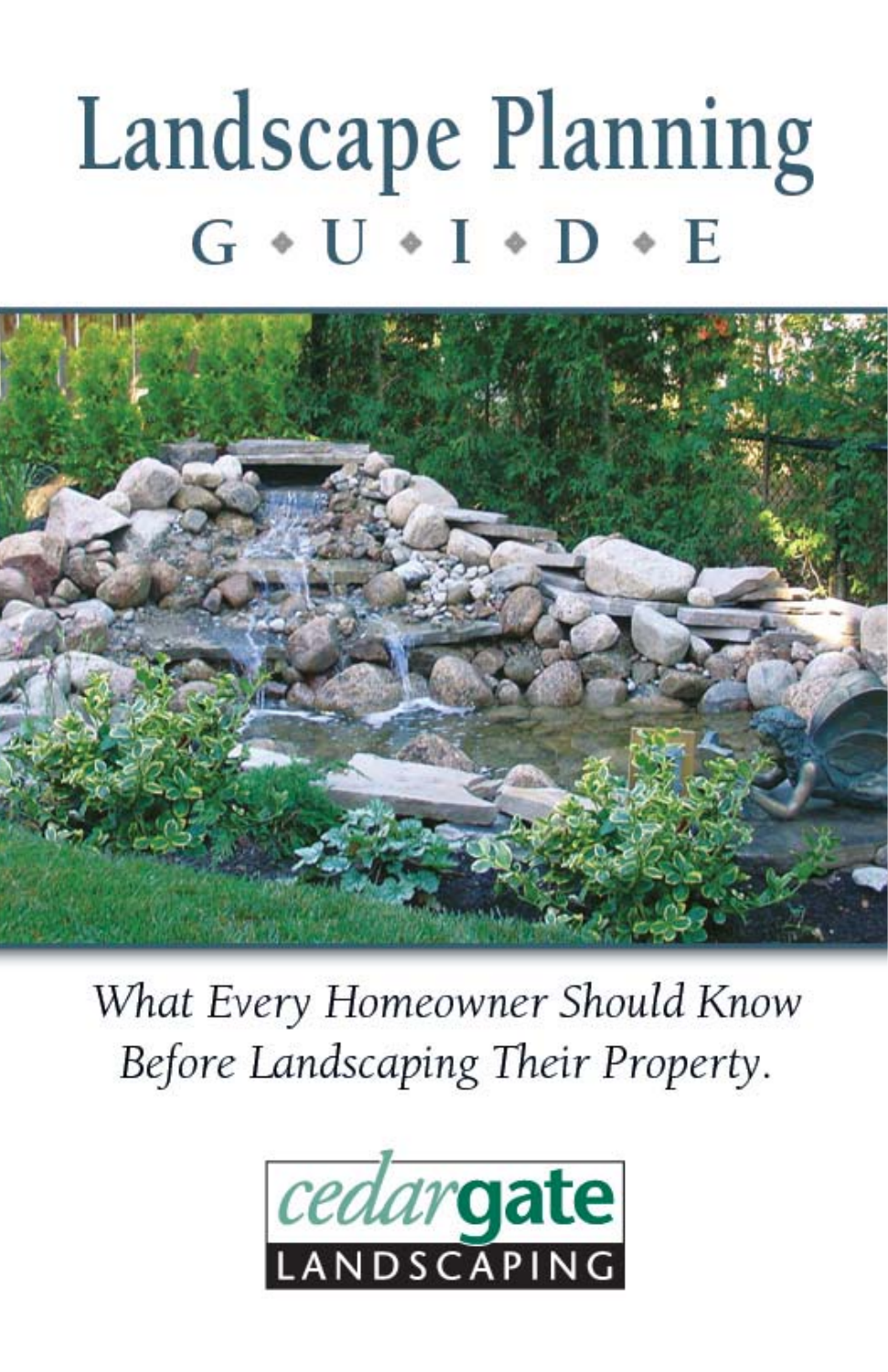# Landscape Planning

## G • U • I • D • E

*What Every Homeowner Should Know Before Landscaping Their Property.*

cedargate LANDSCAPING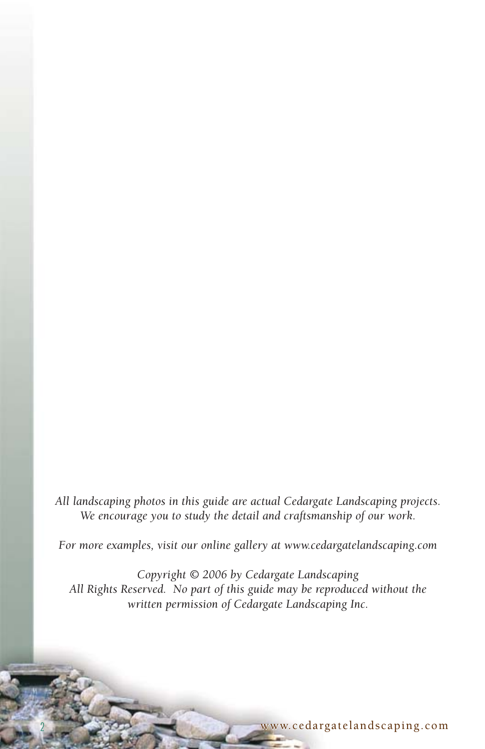*All landscaping photos in this guide are actual Cedargate Landscaping projects. We encourage you to study the detail and craftsmanship of our work.*

*For more examples, visit our online gallery at www.cedargatelandscaping.com*

*Copyright © 2006 by Cedargate Landscaping*
*All Rights Reserved. No part of this guide may be reproduced without the written permission of Cedargate Landscaping Inc.*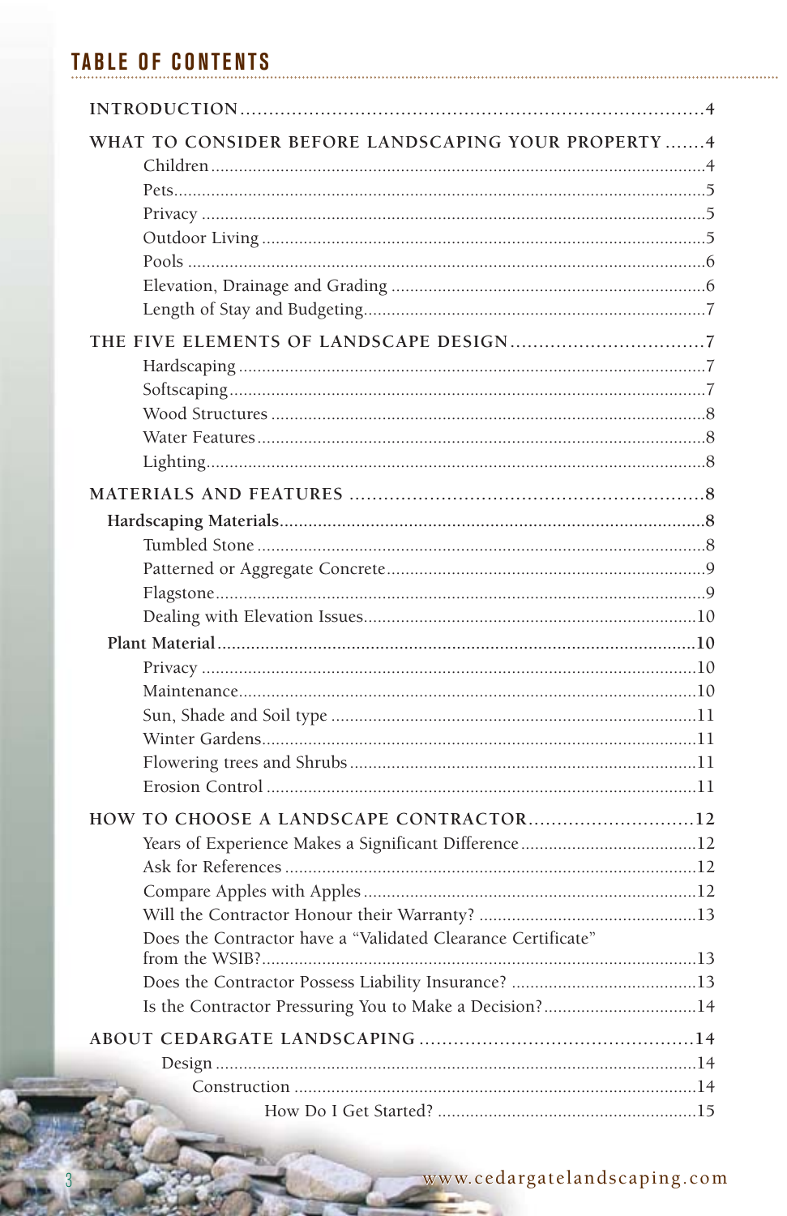# TABLE OF CONTENTS

- INTRODUCTION ....4
- WHAT TO CONSIDER BEFORE LANDSCAPING YOUR PROPERTY ....4
  - Children ....4
  - Pets ....5
  - Privacy ....5
  - Outdoor Living ....5
  - Pools ....6
  - Elevation, Drainage and Grading ....6
  - Length of Stay and Budgeting ....7
- THE FIVE ELEMENTS OF LANDSCAPE DESIGN ....7
  - Hardscaping ....7
  - Softscaping ....7
  - Wood Structures ....8
  - Water Features ....8
  - Lighting ....8
- MATERIALS AND FEATURES ....8
  - **Hardscaping Materials ....8**
    - Tumbled Stone ....8
    - Patterned or Aggregate Concrete ....9
    - Flagstone ....9
    - Dealing with Elevation Issues ....10
  - **Plant Material ....10**
    - Privacy ....10
    - Maintenance ....10
    - Sun, Shade and Soil type ....11
    - Winter Gardens ....11
    - Flowering trees and Shrubs ....11
    - Erosion Control ....11
- HOW TO CHOOSE A LANDSCAPE CONTRACTOR ....12
  - Years of Experience Makes a Significant Difference ....12
  - Ask for References ....12
  - Compare Apples with Apples ....12
  - Will the Contractor Honour their Warranty? ....13
  - Does the Contractor have a "Validated Clearance Certificate" from the WSIB? ....13
  - Does the Contractor Possess Liability Insurance? ....13
  - Is the Contractor Pressuring You to Make a Decision? ....14
- ABOUT CEDARGATE LANDSCAPING ....14
  - Design ....14
  - Construction ....14
  - How Do I Get Started? ....15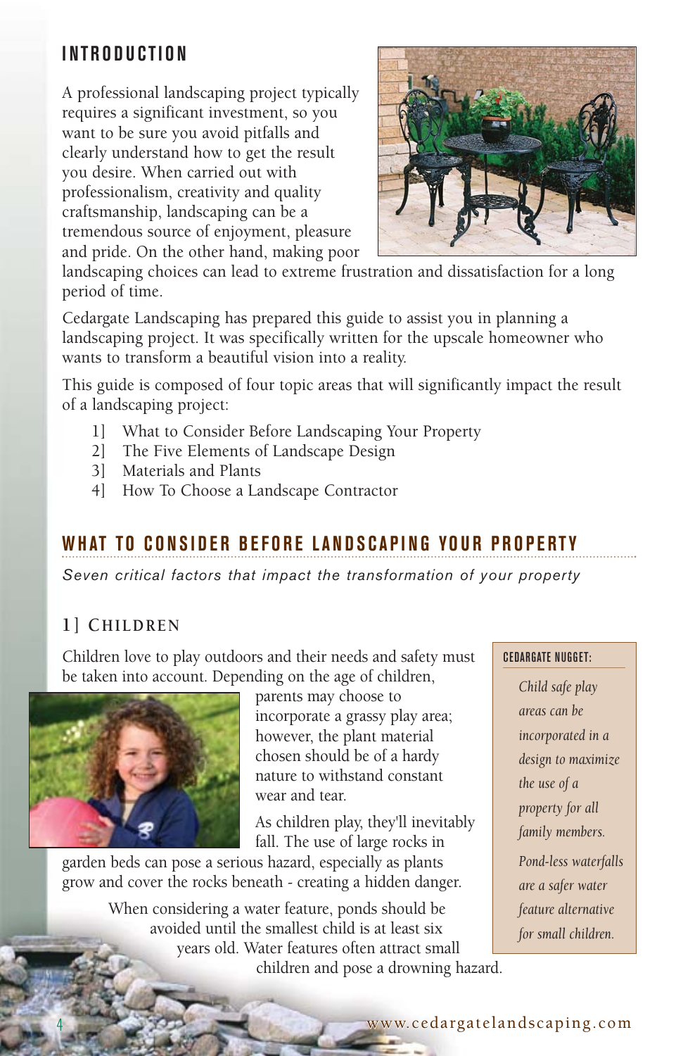## INTRODUCTION

A professional landscaping project typically requires a significant investment, so you want to be sure you avoid pitfalls and clearly understand how to get the result you desire. When carried out with professionalism, creativity and quality craftsmanship, landscaping can be a tremendous source of enjoyment, pleasure and pride. On the other hand, making poor landscaping choices can lead to extreme frustration and dissatisfaction for a long period of time.

Cedargate Landscaping has prepared this guide to assist you in planning a landscaping project. It was specifically written for the upscale homeowner who wants to transform a beautiful vision into a reality.

This guide is composed of four topic areas that will significantly impact the result of a landscaping project:

1] What to Consider Before Landscaping Your Property
2] The Five Elements of Landscape Design
3] Materials and Plants
4] How To Choose a Landscape Contractor

## WHAT TO CONSIDER BEFORE LANDSCAPING YOUR PROPERTY

*Seven critical factors that impact the transformation of your property*

### 1] CHILDREN

Children love to play outdoors and their needs and safety must be taken into account. Depending on the age of children, parents may choose to incorporate a grassy play area; however, the plant material chosen should be of a hardy nature to withstand constant wear and tear.

As children play, they'll inevitably fall. The use of large rocks in garden beds can pose a serious hazard, especially as plants grow and cover the rocks beneath - creating a hidden danger.

When considering a water feature, ponds should be avoided until the smallest child is at least six years old. Water features often attract small children and pose a drowning hazard.

**CEDARGATE NUGGET:**

*Child safe play areas can be incorporated in a design to maximize the use of a property for all family members.*

*Pond-less waterfalls are a safer water feature alternative for small children.*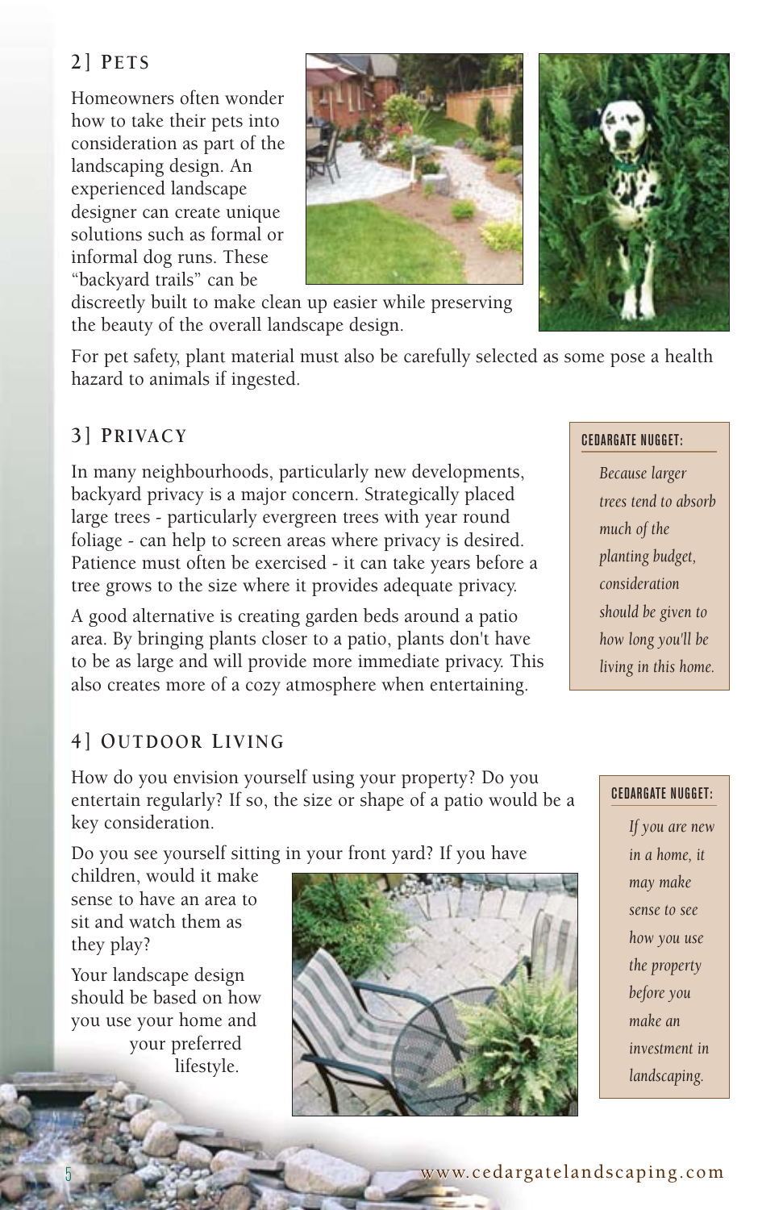## 2] PETS

Homeowners often wonder how to take their pets into consideration as part of the landscaping design. An experienced landscape designer can create unique solutions such as formal or informal dog runs. These "backyard trails" can be discreetly built to make clean up easier while preserving the beauty of the overall landscape design.

For pet safety, plant material must also be carefully selected as some pose a health hazard to animals if ingested.

## 3] PRIVACY

In many neighbourhoods, particularly new developments, backyard privacy is a major concern. Strategically placed large trees - particularly evergreen trees with year round foliage - can help to screen areas where privacy is desired. Patience must often be exercised - it can take years before a tree grows to the size where it provides adequate privacy.

A good alternative is creating garden beds around a patio area. By bringing plants closer to a patio, plants don't have to be as large and will provide more immediate privacy. This also creates more of a cozy atmosphere when entertaining.

> **CEDARGATE NUGGET:**
>
> *Because larger trees tend to absorb much of the planting budget, consideration should be given to how long you'll be living in this home.*

## 4] OUTDOOR LIVING

How do you envision yourself using your property? Do you entertain regularly? If so, the size or shape of a patio would be a key consideration.

Do you see yourself sitting in your front yard? If you have children, would it make sense to have an area to sit and watch them as they play?

Your landscape design should be based on how you use your home and your preferred lifestyle.

> **CEDARGATE NUGGET:**
>
> *If you are new in a home, it may make sense to see how you use the property before you make an investment in landscaping.*

www.cedargatelandscaping.com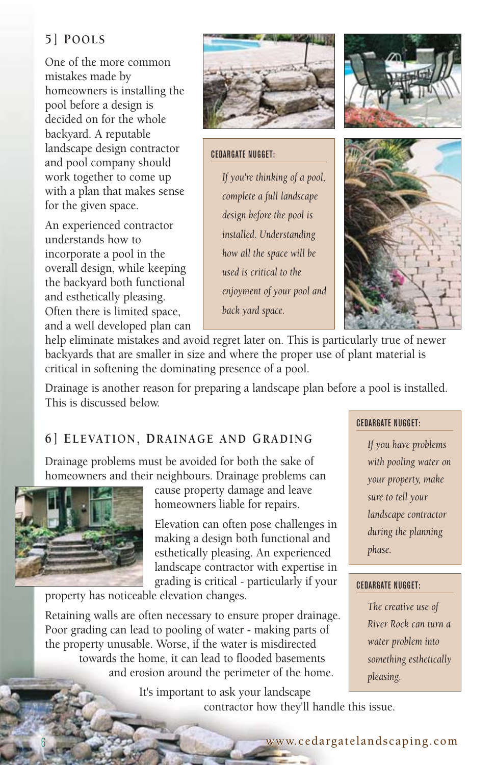## 5] POOLS

One of the more common mistakes made by homeowners is installing the pool before a design is decided on for the whole backyard. A reputable landscape design contractor and pool company should work together to come up with a plan that makes sense for the given space.

An experienced contractor understands how to incorporate a pool in the overall design, while keeping the backyard both functional and esthetically pleasing. Often there is limited space, and a well developed plan can help eliminate mistakes and avoid regret later on. This is particularly true of newer backyards that are smaller in size and where the proper use of plant material is critical in softening the dominating presence of a pool.

Drainage is another reason for preparing a landscape plan before a pool is installed. This is discussed below.

> **CEDARGATE NUGGET:**
>
> *If you're thinking of a pool, complete a full landscape design before the pool is installed. Understanding how all the space will be used is critical to the enjoyment of your pool and back yard space.*

## 6] ELEVATION, DRAINAGE AND GRADING

Drainage problems must be avoided for both the sake of homeowners and their neighbours. Drainage problems can cause property damage and leave homeowners liable for repairs.

Elevation can often pose challenges in making a design both functional and esthetically pleasing. An experienced landscape contractor with expertise in grading is critical - particularly if your property has noticeable elevation changes.

Retaining walls are often necessary to ensure proper drainage. Poor grading can lead to pooling of water - making parts of the property unusable. Worse, if the water is misdirected towards the home, it can lead to flooded basements and erosion around the perimeter of the home.

It's important to ask your landscape contractor how they'll handle this issue.

> **CEDARGATE NUGGET:**
>
> *If you have problems with pooling water on your property, make sure to tell your landscape contractor during the planning phase.*

> **CEDARGATE NUGGET:**
>
> *The creative use of River Rock can turn a water problem into something esthetically pleasing.*

www.cedargatelandscaping.com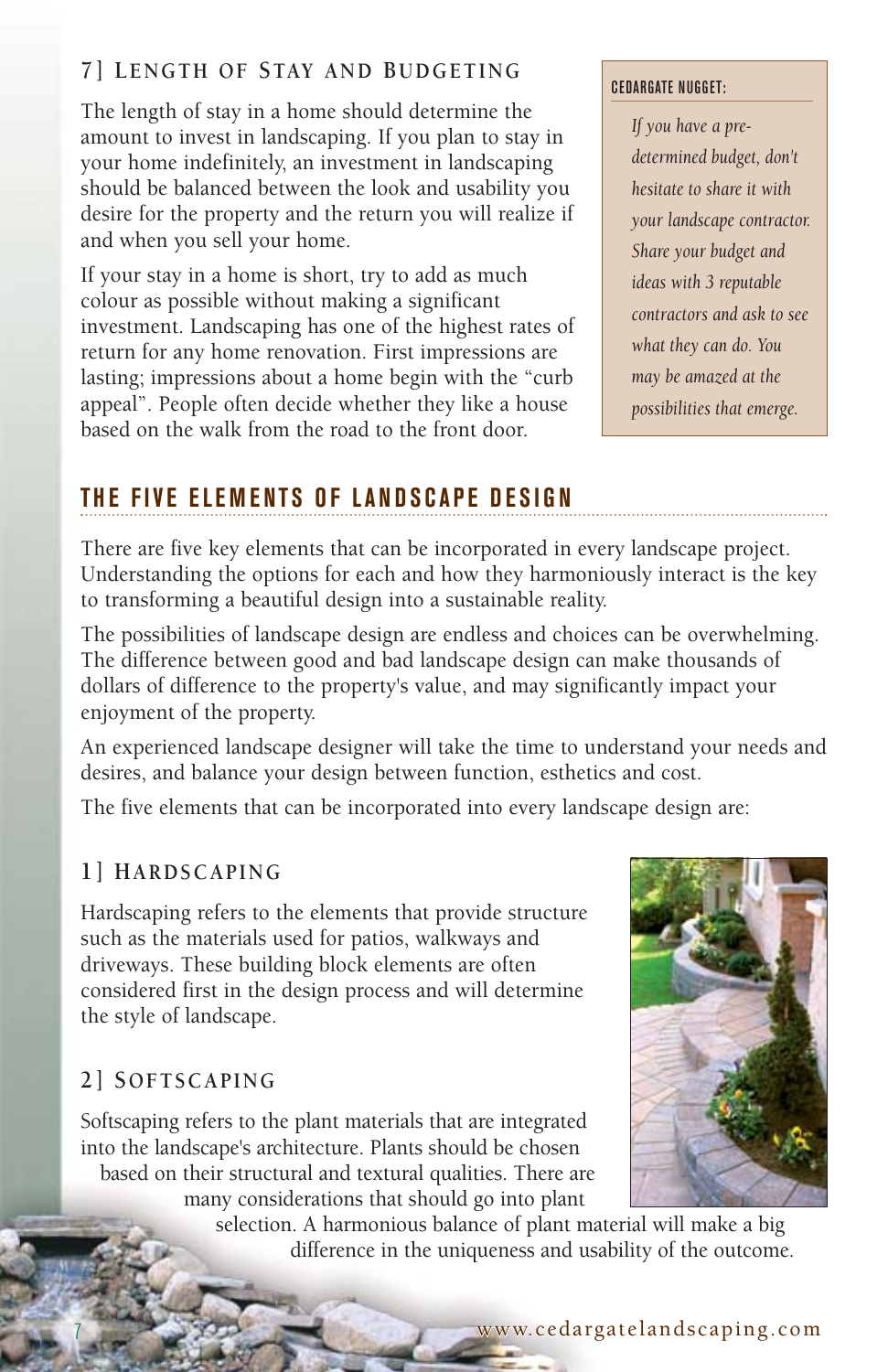### 7] Length of Stay and Budgeting

The length of stay in a home should determine the amount to invest in landscaping. If you plan to stay in your home indefinitely, an investment in landscaping should be balanced between the look and usability you desire for the property and the return you will realize if and when you sell your home.

If your stay in a home is short, try to add as much colour as possible without making a significant investment. Landscaping has one of the highest rates of return for any home renovation. First impressions are lasting; impressions about a home begin with the "curb appeal". People often decide whether they like a house based on the walk from the road to the front door.

**CEDARGATE NUGGET:**

*If you have a pre-determined budget, don't hesitate to share it with your landscape contractor. Share your budget and ideas with 3 reputable contractors and ask to see what they can do. You may be amazed at the possibilities that emerge.*

## THE FIVE ELEMENTS OF LANDSCAPE DESIGN

There are five key elements that can be incorporated in every landscape project. Understanding the options for each and how they harmoniously interact is the key to transforming a beautiful design into a sustainable reality.

The possibilities of landscape design are endless and choices can be overwhelming. The difference between good and bad landscape design can make thousands of dollars of difference to the property's value, and may significantly impact your enjoyment of the property.

An experienced landscape designer will take the time to understand your needs and desires, and balance your design between function, esthetics and cost.

The five elements that can be incorporated into every landscape design are:

### 1] Hardscaping

Hardscaping refers to the elements that provide structure such as the materials used for patios, walkways and driveways. These building block elements are often considered first in the design process and will determine the style of landscape.

### 2] Softscaping

Softscaping refers to the plant materials that are integrated into the landscape's architecture. Plants should be chosen based on their structural and textural qualities. There are many considerations that should go into plant selection. A harmonious balance of plant material will make a big difference in the uniqueness and usability of the outcome.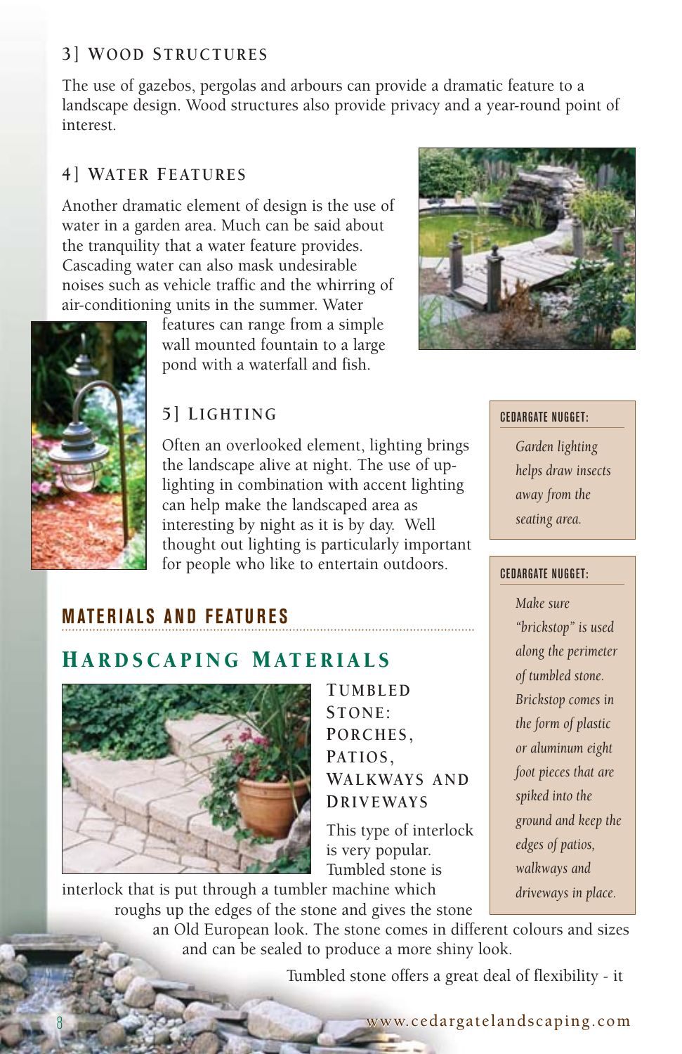### 3] Wood Structures

The use of gazebos, pergolas and arbours can provide a dramatic feature to a landscape design. Wood structures also provide privacy and a year-round point of interest.

### 4] Water Features

Another dramatic element of design is the use of water in a garden area. Much can be said about the tranquility that a water feature provides. Cascading water can also mask undesirable noises such as vehicle traffic and the whirring of air-conditioning units in the summer. Water features can range from a simple wall mounted fountain to a large pond with a waterfall and fish.

### 5] Lighting

Often an overlooked element, lighting brings the landscape alive at night. The use of up-lighting in combination with accent lighting can help make the landscaped area as interesting by night as it is by day. Well thought out lighting is particularly important for people who like to entertain outdoors.

**CEDARGATE NUGGET:**

*Garden lighting helps draw insects away from the seating area.*

**CEDARGATE NUGGET:**

*Make sure "brickstop" is used along the perimeter of tumbled stone. Brickstop comes in the form of plastic or aluminum eight foot pieces that are spiked into the ground and keep the edges of patios, walkways and driveways in place.*

## MATERIALS AND FEATURES

## Hardscaping Materials

### Tumbled Stone: Porches, Patios, Walkways and Driveways

This type of interlock is very popular. Tumbled stone is interlock that is put through a tumbler machine which roughs up the edges of the stone and gives the stone an Old European look. The stone comes in different colours and sizes and can be sealed to produce a more shiny look.

Tumbled stone offers a great deal of flexibility - it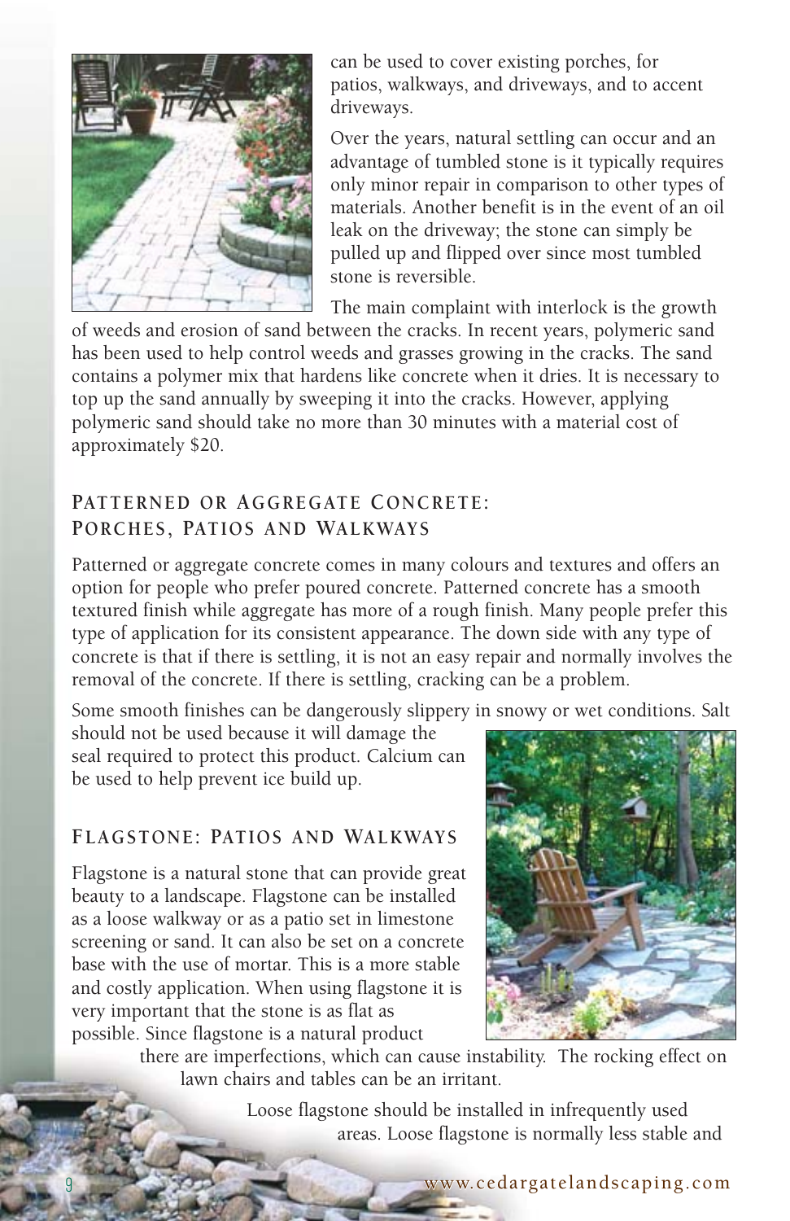can be used to cover existing porches, for patios, walkways, and driveways, and to accent driveways.

Over the years, natural settling can occur and an advantage of tumbled stone is it typically requires only minor repair in comparison to other types of materials. Another benefit is in the event of an oil leak on the driveway; the stone can simply be pulled up and flipped over since most tumbled stone is reversible.

The main complaint with interlock is the growth of weeds and erosion of sand between the cracks. In recent years, polymeric sand has been used to help control weeds and grasses growing in the cracks. The sand contains a polymer mix that hardens like concrete when it dries. It is necessary to top up the sand annually by sweeping it into the cracks. However, applying polymeric sand should take no more than 30 minutes with a material cost of approximately $20.

## Patterned or Aggregate Concrete: Porches, Patios and Walkways

Patterned or aggregate concrete comes in many colours and textures and offers an option for people who prefer poured concrete. Patterned concrete has a smooth textured finish while aggregate has more of a rough finish. Many people prefer this type of application for its consistent appearance. The down side with any type of concrete is that if there is settling, it is not an easy repair and normally involves the removal of the concrete. If there is settling, cracking can be a problem.

Some smooth finishes can be dangerously slippery in snowy or wet conditions. Salt should not be used because it will damage the seal required to protect this product. Calcium can be used to help prevent ice build up.

## Flagstone: Patios and Walkways

Flagstone is a natural stone that can provide great beauty to a landscape. Flagstone can be installed as a loose walkway or as a patio set in limestone screening or sand. It can also be set on a concrete base with the use of mortar. This is a more stable and costly application. When using flagstone it is very important that the stone is as flat as possible. Since flagstone is a natural product there are imperfections, which can cause instability. The rocking effect on lawn chairs and tables can be an irritant.

Loose flagstone should be installed in infrequently used areas. Loose flagstone is normally less stable and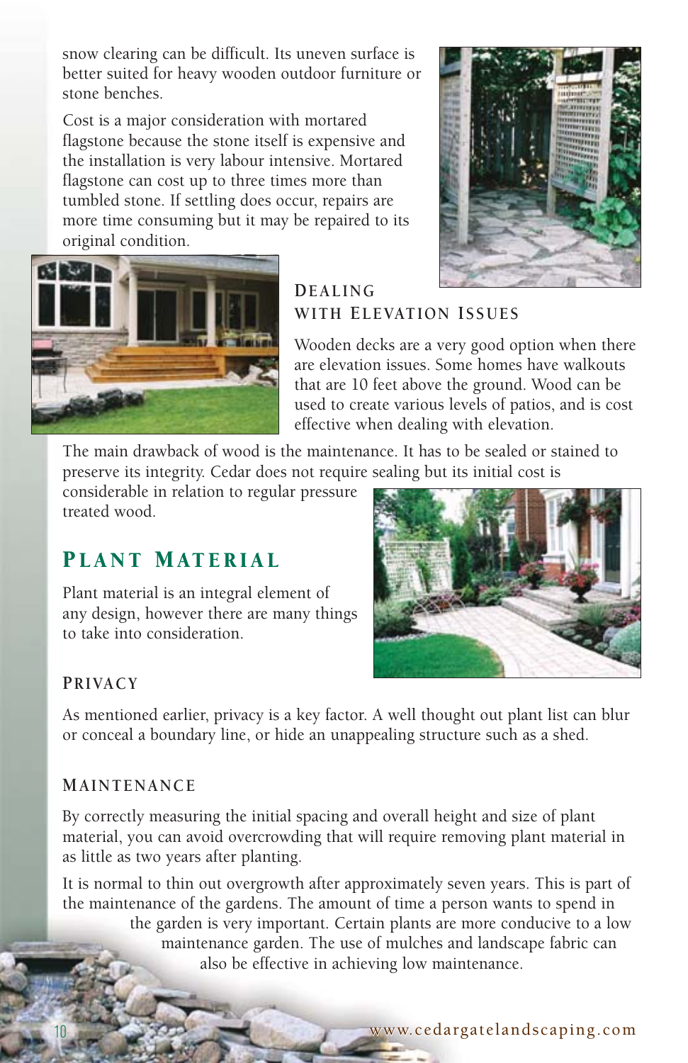snow clearing can be difficult. Its uneven surface is better suited for heavy wooden outdoor furniture or stone benches.

Cost is a major consideration with mortared flagstone because the stone itself is expensive and the installation is very labour intensive. Mortared flagstone can cost up to three times more than tumbled stone. If settling does occur, repairs are more time consuming but it may be repaired to its original condition.

### Dealing with Elevation Issues

Wooden decks are a very good option when there are elevation issues. Some homes have walkouts that are 10 feet above the ground. Wood can be used to create various levels of patios, and is cost effective when dealing with elevation.

The main drawback of wood is the maintenance. It has to be sealed or stained to preserve its integrity. Cedar does not require sealing but its initial cost is considerable in relation to regular pressure treated wood.

## Plant Material

Plant material is an integral element of any design, however there are many things to take into consideration.

### Privacy

As mentioned earlier, privacy is a key factor. A well thought out plant list can blur or conceal a boundary line, or hide an unappealing structure such as a shed.

### Maintenance

By correctly measuring the initial spacing and overall height and size of plant material, you can avoid overcrowding that will require removing plant material in as little as two years after planting.

It is normal to thin out overgrowth after approximately seven years. This is part of the maintenance of the gardens. The amount of time a person wants to spend in the garden is very important. Certain plants are more conducive to a low maintenance garden. The use of mulches and landscape fabric can also be effective in achieving low maintenance.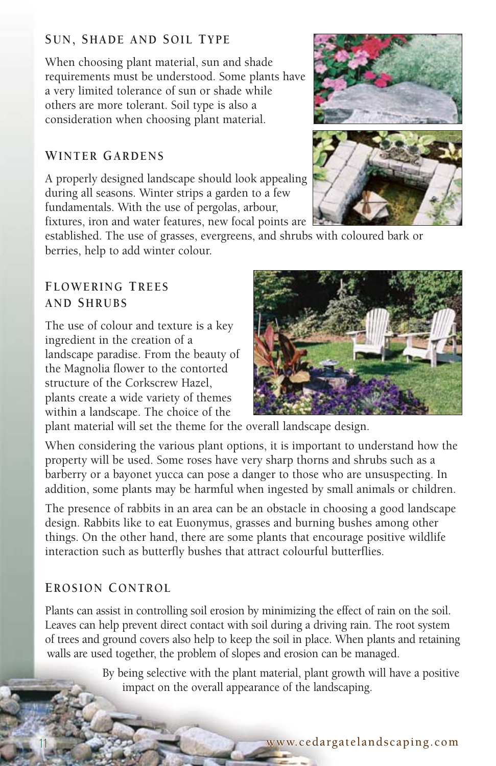## Sun, Shade and Soil Type

When choosing plant material, sun and shade requirements must be understood. Some plants have a very limited tolerance of sun or shade while others are more tolerant. Soil type is also a consideration when choosing plant material.

## Winter Gardens

A properly designed landscape should look appealing during all seasons. Winter strips a garden to a few fundamentals. With the use of pergolas, arbour, fixtures, iron and water features, new focal points are established. The use of grasses, evergreens, and shrubs with coloured bark or berries, help to add winter colour.

## Flowering Trees and Shrubs

The use of colour and texture is a key ingredient in the creation of a landscape paradise. From the beauty of the Magnolia flower to the contorted structure of the Corkscrew Hazel, plants create a wide variety of themes within a landscape. The choice of the plant material will set the theme for the overall landscape design.

When considering the various plant options, it is important to understand how the property will be used. Some roses have very sharp thorns and shrubs such as a barberry or a bayonet yucca can pose a danger to those who are unsuspecting. In addition, some plants may be harmful when ingested by small animals or children.

The presence of rabbits in an area can be an obstacle in choosing a good landscape design. Rabbits like to eat Euonymus, grasses and burning bushes among other things. On the other hand, there are some plants that encourage positive wildlife interaction such as butterfly bushes that attract colourful butterflies.

## Erosion Control

Plants can assist in controlling soil erosion by minimizing the effect of rain on the soil. Leaves can help prevent direct contact with soil during a driving rain. The root system of trees and ground covers also help to keep the soil in place. When plants and retaining walls are used together, the problem of slopes and erosion can be managed.

By being selective with the plant material, plant growth will have a positive impact on the overall appearance of the landscaping.

www.cedargatelandscaping.com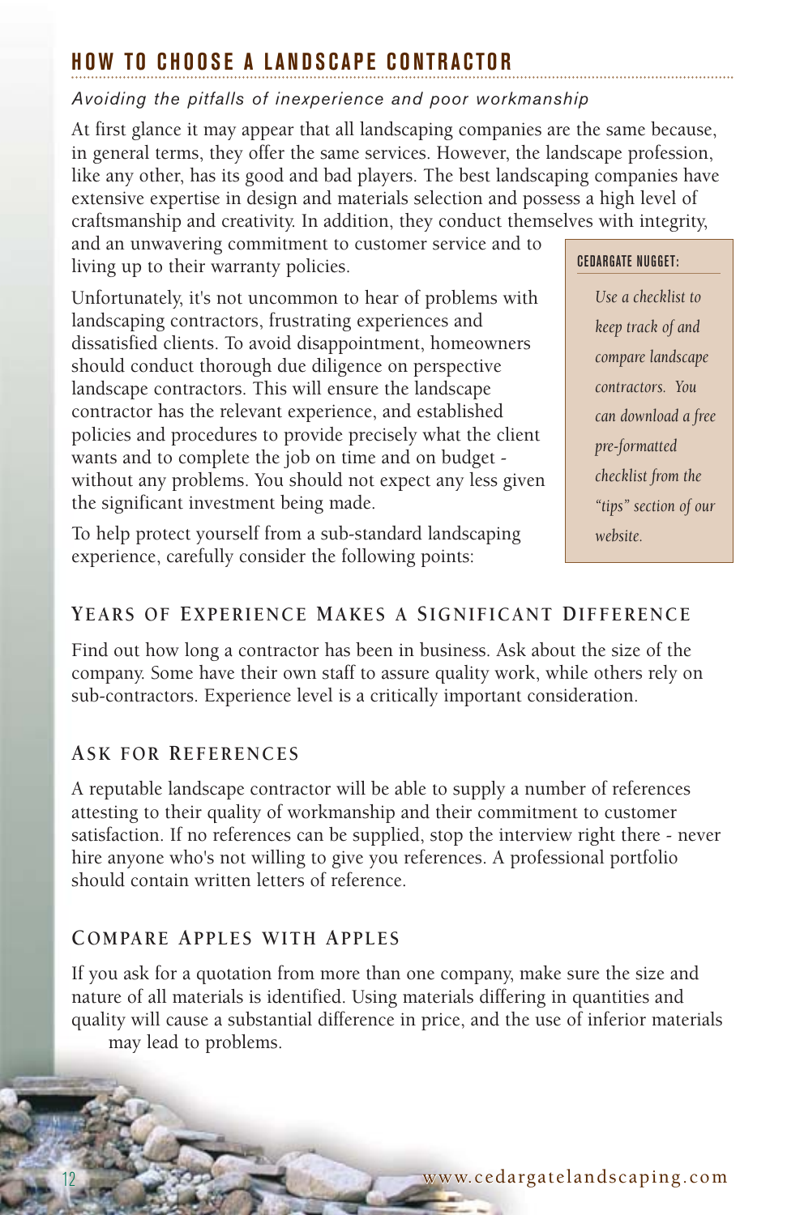## HOW TO CHOOSE A LANDSCAPE CONTRACTOR

*Avoiding the pitfalls of inexperience and poor workmanship*

At first glance it may appear that all landscaping companies are the same because, in general terms, they offer the same services. However, the landscape profession, like any other, has its good and bad players. The best landscaping companies have extensive expertise in design and materials selection and possess a high level of craftsmanship and creativity. In addition, they conduct themselves with integrity, and an unwavering commitment to customer service and to living up to their warranty policies.

Unfortunately, it's not uncommon to hear of problems with landscaping contractors, frustrating experiences and dissatisfied clients. To avoid disappointment, homeowners should conduct thorough due diligence on perspective landscape contractors. This will ensure the landscape contractor has the relevant experience, and established policies and procedures to provide precisely what the client wants and to complete the job on time and on budget - without any problems. You should not expect any less given the significant investment being made.

To help protect yourself from a sub-standard landscaping experience, carefully consider the following points:

> **CEDARGATE NUGGET:**
>
> *Use a checklist to keep track of and compare landscape contractors. You can download a free pre-formatted checklist from the "tips" section of our website.*

### YEARS OF EXPERIENCE MAKES A SIGNIFICANT DIFFERENCE

Find out how long a contractor has been in business. Ask about the size of the company. Some have their own staff to assure quality work, while others rely on sub-contractors. Experience level is a critically important consideration.

### ASK FOR REFERENCES

A reputable landscape contractor will be able to supply a number of references attesting to their quality of workmanship and their commitment to customer satisfaction. If no references can be supplied, stop the interview right there - never hire anyone who's not willing to give you references. A professional portfolio should contain written letters of reference.

### COMPARE APPLES WITH APPLES

If you ask for a quotation from more than one company, make sure the size and nature of all materials is identified. Using materials differing in quantities and quality will cause a substantial difference in price, and the use of inferior materials may lead to problems.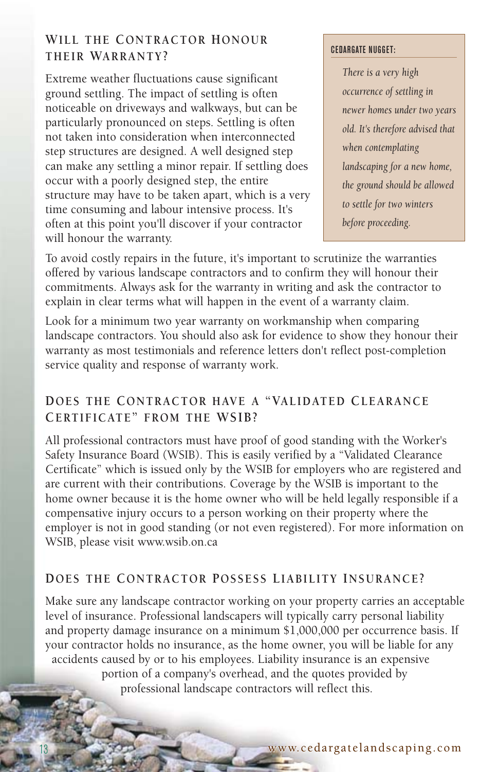## Will the Contractor Honour their Warranty?

Extreme weather fluctuations cause significant ground settling. The impact of settling is often noticeable on driveways and walkways, but can be particularly pronounced on steps. Settling is often not taken into consideration when interconnected step structures are designed. A well designed step can make any settling a minor repair. If settling does occur with a poorly designed step, the entire structure may have to be taken apart, which is a very time consuming and labour intensive process. It's often at this point you'll discover if your contractor will honour the warranty.

> **CEDARGATE NUGGET:**
>
> *There is a very high occurrence of settling in newer homes under two years old. It's therefore advised that when contemplating landscaping for a new home, the ground should be allowed to settle for two winters before proceeding.*

To avoid costly repairs in the future, it's important to scrutinize the warranties offered by various landscape contractors and to confirm they will honour their commitments. Always ask for the warranty in writing and ask the contractor to explain in clear terms what will happen in the event of a warranty claim.

Look for a minimum two year warranty on workmanship when comparing landscape contractors. You should also ask for evidence to show they honour their warranty as most testimonials and reference letters don't reflect post-completion service quality and response of warranty work.

## Does the Contractor have a "Validated Clearance Certificate" from the WSIB?

All professional contractors must have proof of good standing with the Worker's Safety Insurance Board (WSIB). This is easily verified by a "Validated Clearance Certificate" which is issued only by the WSIB for employers who are registered and are current with their contributions. Coverage by the WSIB is important to the home owner because it is the home owner who will be held legally responsible if a compensative injury occurs to a person working on their property where the employer is not in good standing (or not even registered). For more information on WSIB, please visit www.wsib.on.ca

## Does the Contractor Possess Liability Insurance?

Make sure any landscape contractor working on your property carries an acceptable level of insurance. Professional landscapers will typically carry personal liability and property damage insurance on a minimum $1,000,000 per occurrence basis. If your contractor holds no insurance, as the home owner, you will be liable for any accidents caused by or to his employees. Liability insurance is an expensive portion of a company's overhead, and the quotes provided by professional landscape contractors will reflect this.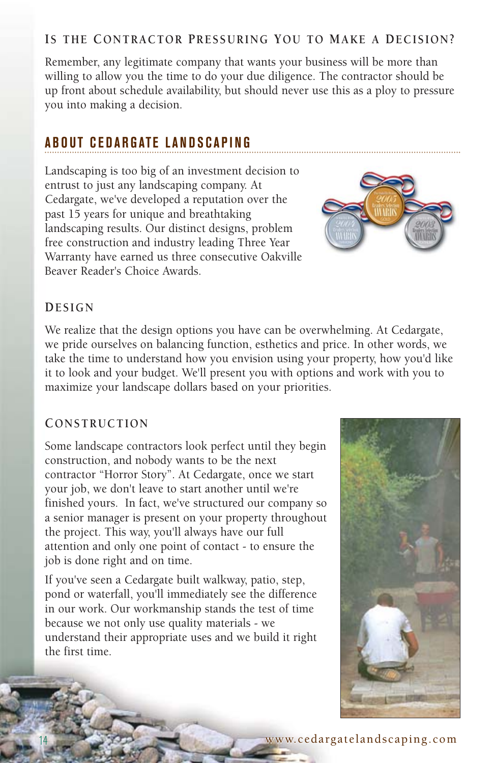### Is the Contractor Pressuring You to Make a Decision?

Remember, any legitimate company that wants your business will be more than willing to allow you the time to do your due diligence. The contractor should be up front about schedule availability, but should never use this as a ploy to pressure you into making a decision.

## ABOUT CEDARGATE LANDSCAPING

Landscaping is too big of an investment decision to entrust to just any landscaping company. At Cedargate, we've developed a reputation over the past 15 years for unique and breathtaking landscaping results. Our distinct designs, problem free construction and industry leading Three Year Warranty have earned us three consecutive Oakville Beaver Reader's Choice Awards.

### Design

We realize that the design options you have can be overwhelming. At Cedargate, we pride ourselves on balancing function, esthetics and price. In other words, we take the time to understand how you envision using your property, how you'd like it to look and your budget. We'll present you with options and work with you to maximize your landscape dollars based on your priorities.

### Construction

Some landscape contractors look perfect until they begin construction, and nobody wants to be the next contractor "Horror Story". At Cedargate, once we start your job, we don't leave to start another until we're finished yours. In fact, we've structured our company so a senior manager is present on your property throughout the project. This way, you'll always have our full attention and only one point of contact - to ensure the job is done right and on time.

If you've seen a Cedargate built walkway, patio, step, pond or waterfall, you'll immediately see the difference in our work. Our workmanship stands the test of time because we not only use quality materials - we understand their appropriate uses and we build it right the first time.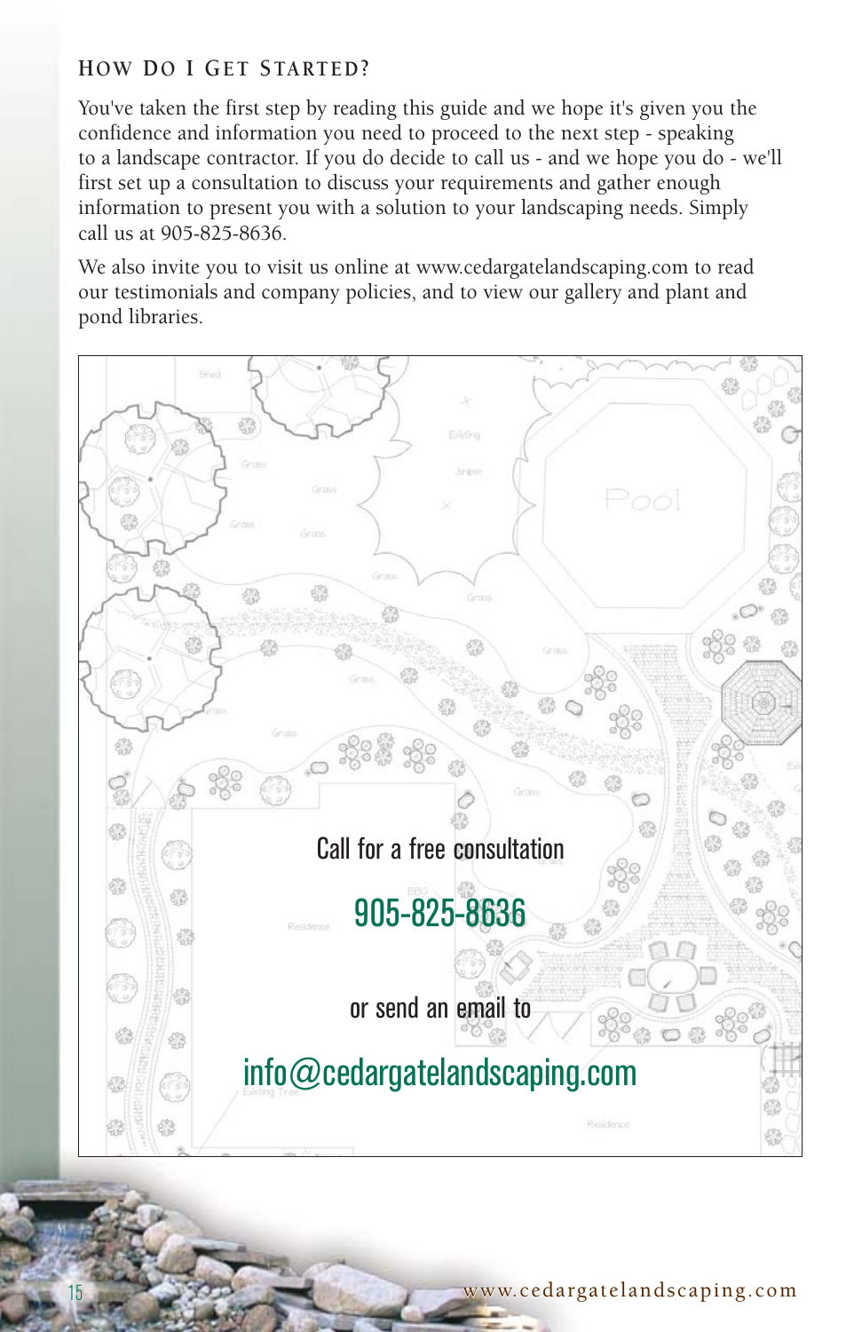## HOW DO I GET STARTED?

You've taken the first step by reading this guide and we hope it's given you the confidence and information you need to proceed to the next step - speaking to a landscape contractor. If you do decide to call us - and we hope you do - we'll first set up a consultation to discuss your requirements and gather enough information to present you with a solution to your landscaping needs. Simply call us at 905-825-8636.

We also invite you to visit us online at www.cedargatelandscaping.com to read our testimonials and company policies, and to view our gallery and plant and pond libraries.

Call for a free consultation

905-825-8636

or send an email to

info@cedargatelandscaping.com